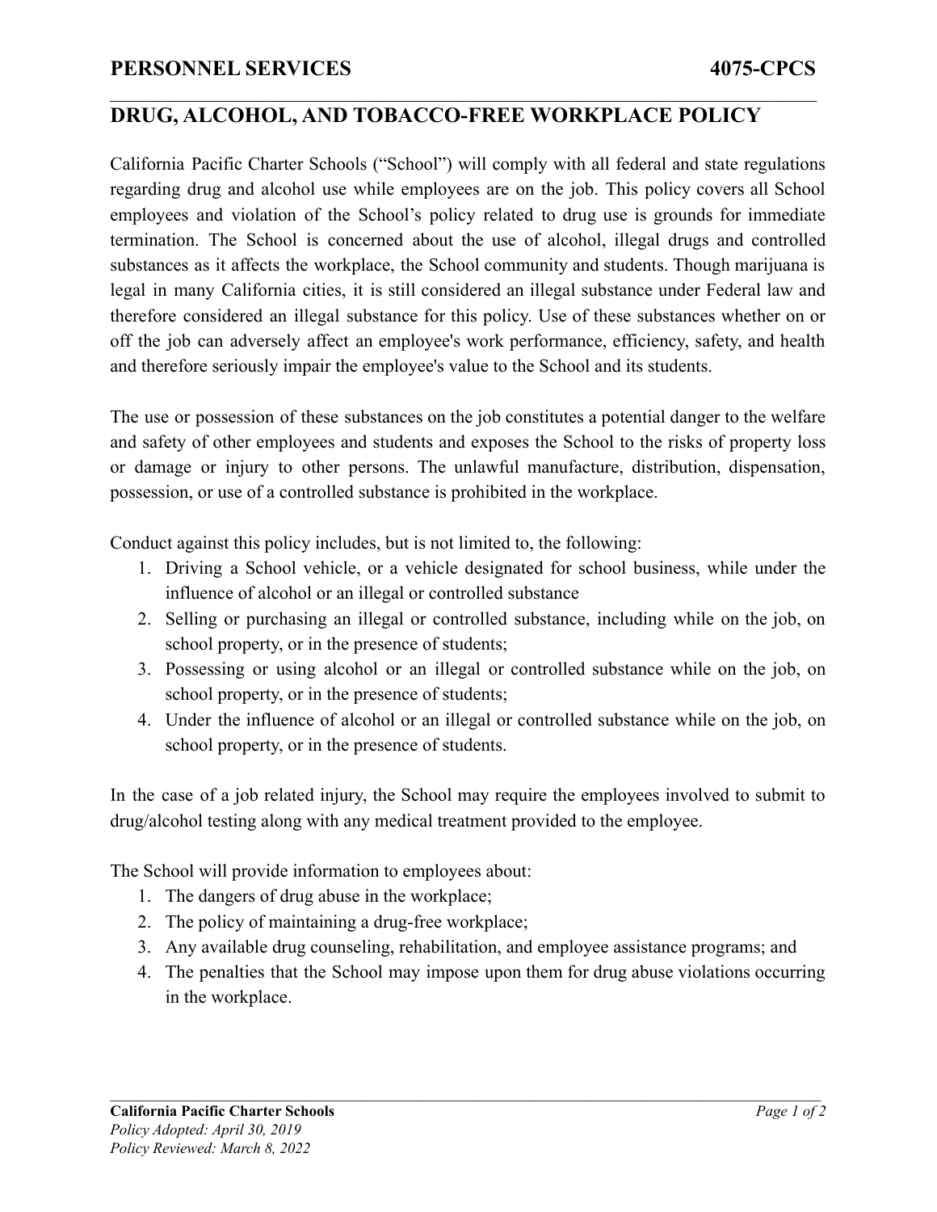PERSONNEL SERVICES **4075-CPCS**

# DRUG, ALCOHOL, AND TOBACCO-FREE WORKPLACE POLICY

California Pacific Charter Schools ("School") will comply with all federal and state regulations regarding drug and alcohol use while employees are on the job. This policy covers all School employees and violation of the School's policy related to drug use is grounds for immediate termination. The School is concerned about the use of alcohol, illegal drugs and controlled substances as it affects the workplace, the School community and students. Though marijuana is legal in many California cities, it is still considered an illegal substance under Federal law and therefore considered an illegal substance for this policy. Use of these substances whether on or off the job can adversely affect an employee's work performance, efficiency, safety, and health and therefore seriously impair the employee's value to the School and its students.

The use or possession of these substances on the job constitutes a potential danger to the welfare and safety of other employees and students and exposes the School to the risks of property loss or damage or injury to other persons. The unlawful manufacture, distribution, dispensation, possession, or use of a controlled substance is prohibited in the workplace.

Conduct against this policy includes, but is not limited to, the following:

1. Driving a School vehicle, or a vehicle designated for school business, while under the influence of alcohol or an illegal or controlled substance
2. Selling or purchasing an illegal or controlled substance, including while on the job, on school property, or in the presence of students;
3. Possessing or using alcohol or an illegal or controlled substance while on the job, on school property, or in the presence of students;
4. Under the influence of alcohol or an illegal or controlled substance while on the job, on school property, or in the presence of students.

In the case of a job related injury, the School may require the employees involved to submit to drug/alcohol testing along with any medical treatment provided to the employee.

The School will provide information to employees about:

1. The dangers of drug abuse in the workplace;
2. The policy of maintaining a drug-free workplace;
3. Any available drug counseling, rehabilitation, and employee assistance programs; and
4. The penalties that the School may impose upon them for drug abuse violations occurring in the workplace.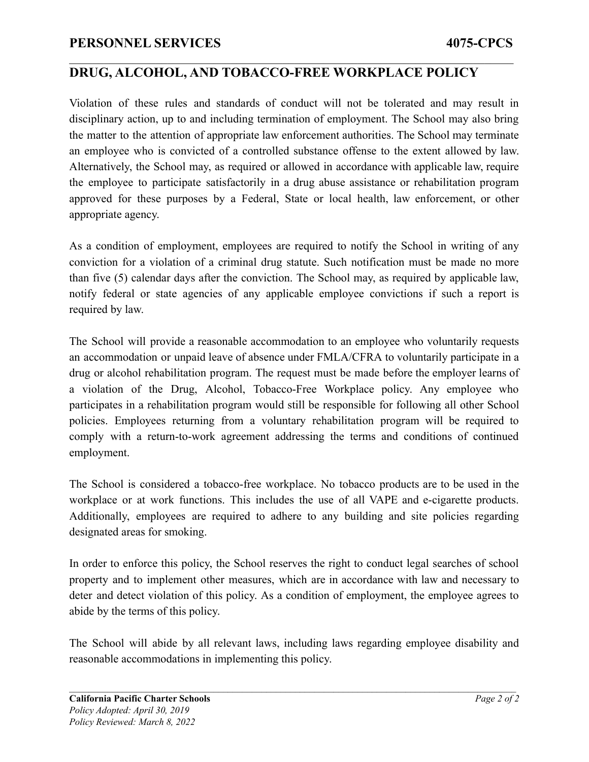Violation of these rules and standards of conduct will not be tolerated and may result in disciplinary action, up to and including termination of employment. The School may also bring the matter to the attention of appropriate law enforcement authorities. The School may terminate an employee who is convicted of a controlled substance offense to the extent allowed by law. Alternatively, the School may, as required or allowed in accordance with applicable law, require the employee to participate satisfactorily in a drug abuse assistance or rehabilitation program approved for these purposes by a Federal, State or local health, law enforcement, or other appropriate agency.

As a condition of employment, employees are required to notify the School in writing of any conviction for a violation of a criminal drug statute. Such notification must be made no more than five (5) calendar days after the conviction. The School may, as required by applicable law, notify federal or state agencies of any applicable employee convictions if such a report is required by law.

The School will provide a reasonable accommodation to an employee who voluntarily requests an accommodation or unpaid leave of absence under FMLA/CFRA to voluntarily participate in a drug or alcohol rehabilitation program. The request must be made before the employer learns of a violation of the Drug, Alcohol, Tobacco-Free Workplace policy. Any employee who participates in a rehabilitation program would still be responsible for following all other School policies. Employees returning from a voluntary rehabilitation program will be required to comply with a return-to-work agreement addressing the terms and conditions of continued employment.

The School is considered a tobacco-free workplace. No tobacco products are to be used in the workplace or at work functions. This includes the use of all VAPE and e-cigarette products. Additionally, employees are required to adhere to any building and site policies regarding designated areas for smoking.

In order to enforce this policy, the School reserves the right to conduct legal searches of school property and to implement other measures, which are in accordance with law and necessary to deter and detect violation of this policy. As a condition of employment, the employee agrees to abide by the terms of this policy.

The School will abide by all relevant laws, including laws regarding employee disability and reasonable accommodations in implementing this policy.